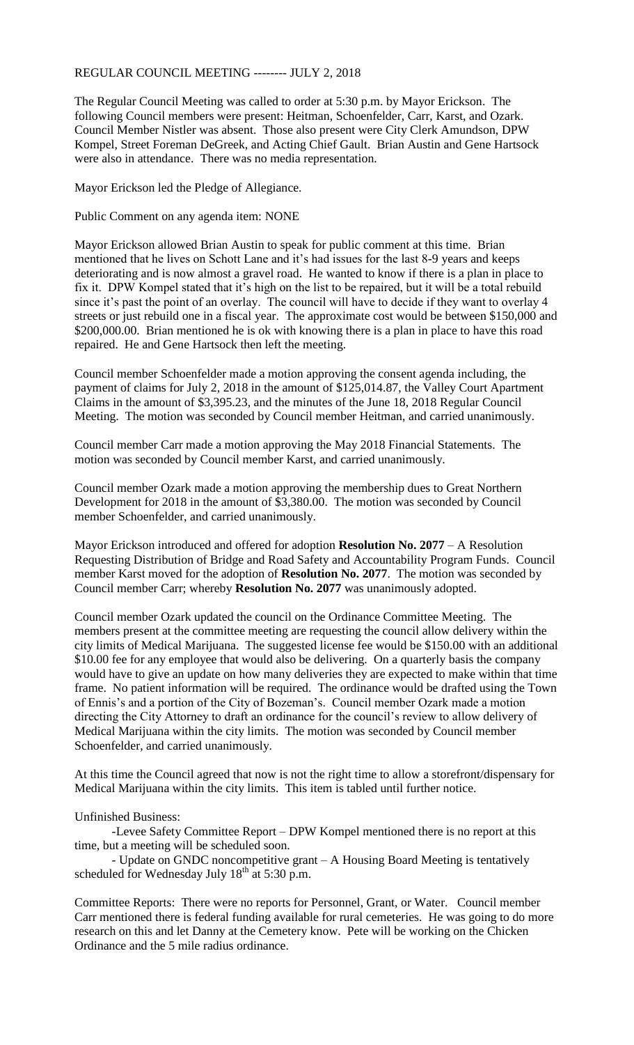REGULAR COUNCIL MEETING -------- JULY 2, 2018

The Regular Council Meeting was called to order at 5:30 p.m. by Mayor Erickson. The following Council members were present: Heitman, Schoenfelder, Carr, Karst, and Ozark. Council Member Nistler was absent. Those also present were City Clerk Amundson, DPW Kompel, Street Foreman DeGreek, and Acting Chief Gault. Brian Austin and Gene Hartsock were also in attendance. There was no media representation.

Mayor Erickson led the Pledge of Allegiance.

Public Comment on any agenda item: NONE

Mayor Erickson allowed Brian Austin to speak for public comment at this time. Brian mentioned that he lives on Schott Lane and it's had issues for the last 8-9 years and keeps deteriorating and is now almost a gravel road. He wanted to know if there is a plan in place to fix it. DPW Kompel stated that it's high on the list to be repaired, but it will be a total rebuild since it's past the point of an overlay. The council will have to decide if they want to overlay 4 streets or just rebuild one in a fiscal year. The approximate cost would be between $150,000 and $200,000.00. Brian mentioned he is ok with knowing there is a plan in place to have this road repaired. He and Gene Hartsock then left the meeting.

Council member Schoenfelder made a motion approving the consent agenda including, the payment of claims for July 2, 2018 in the amount of $125,014.87, the Valley Court Apartment Claims in the amount of $3,395.23, and the minutes of the June 18, 2018 Regular Council Meeting. The motion was seconded by Council member Heitman, and carried unanimously.

Council member Carr made a motion approving the May 2018 Financial Statements. The motion was seconded by Council member Karst, and carried unanimously.

Council member Ozark made a motion approving the membership dues to Great Northern Development for 2018 in the amount of $3,380.00. The motion was seconded by Council member Schoenfelder, and carried unanimously.

Mayor Erickson introduced and offered for adoption **Resolution No. 2077** – A Resolution Requesting Distribution of Bridge and Road Safety and Accountability Program Funds. Council member Karst moved for the adoption of **Resolution No. 2077**. The motion was seconded by Council member Carr; whereby **Resolution No. 2077** was unanimously adopted.

Council member Ozark updated the council on the Ordinance Committee Meeting. The members present at the committee meeting are requesting the council allow delivery within the city limits of Medical Marijuana. The suggested license fee would be $150.00 with an additional $10.00 fee for any employee that would also be delivering. On a quarterly basis the company would have to give an update on how many deliveries they are expected to make within that time frame. No patient information will be required. The ordinance would be drafted using the Town of Ennis's and a portion of the City of Bozeman's. Council member Ozark made a motion directing the City Attorney to draft an ordinance for the council's review to allow delivery of Medical Marijuana within the city limits. The motion was seconded by Council member Schoenfelder, and carried unanimously.

At this time the Council agreed that now is not the right time to allow a storefront/dispensary for Medical Marijuana within the city limits. This item is tabled until further notice.

Unfinished Business:

-Levee Safety Committee Report – DPW Kompel mentioned there is no report at this time, but a meeting will be scheduled soon.

- Update on GNDC noncompetitive grant – A Housing Board Meeting is tentatively scheduled for Wednesday July 18th at 5:30 p.m.

Committee Reports: There were no reports for Personnel, Grant, or Water. Council member Carr mentioned there is federal funding available for rural cemeteries. He was going to do more research on this and let Danny at the Cemetery know. Pete will be working on the Chicken Ordinance and the 5 mile radius ordinance.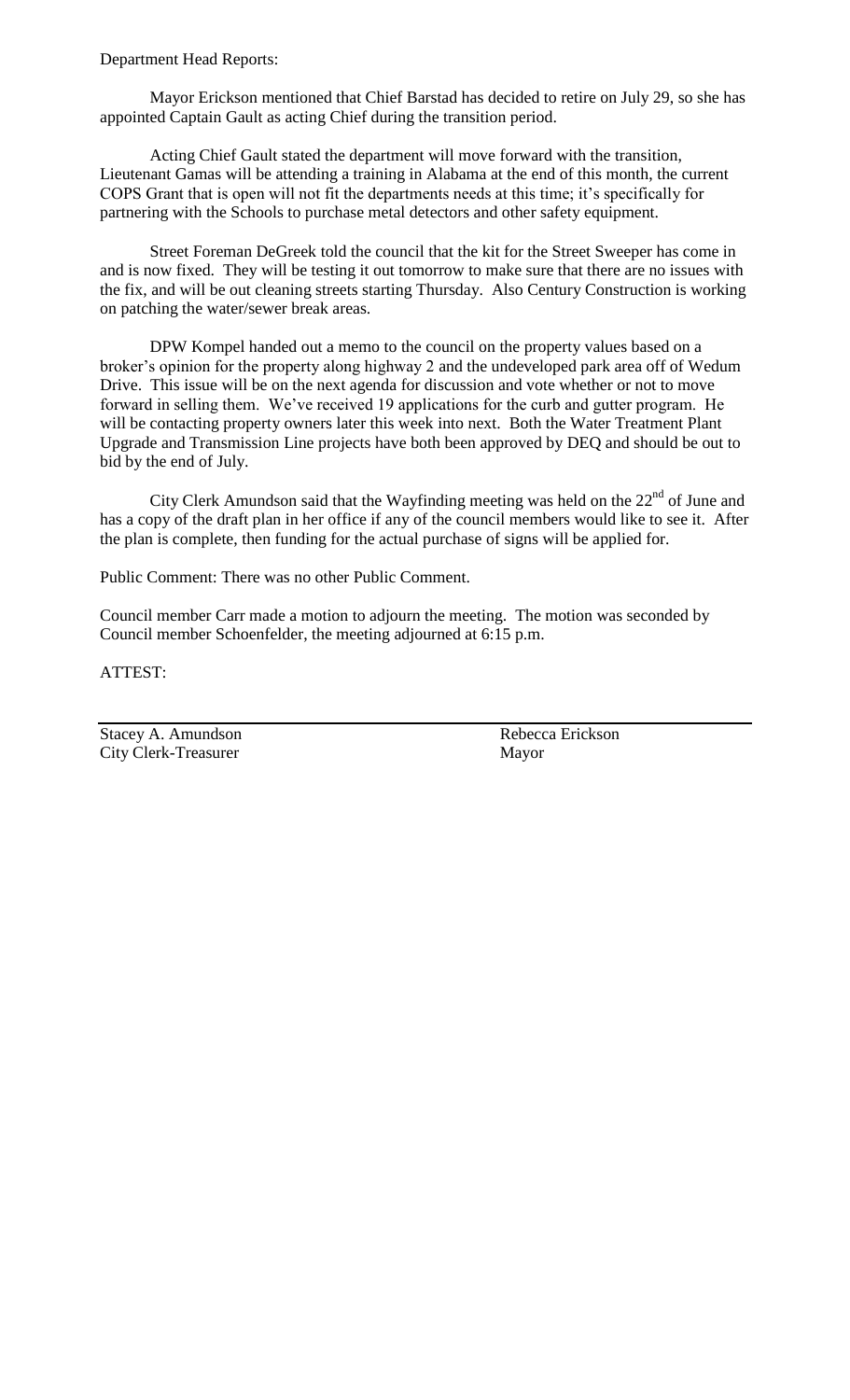Department Head Reports:

Mayor Erickson mentioned that Chief Barstad has decided to retire on July 29, so she has appointed Captain Gault as acting Chief during the transition period.

Acting Chief Gault stated the department will move forward with the transition, Lieutenant Gamas will be attending a training in Alabama at the end of this month, the current COPS Grant that is open will not fit the departments needs at this time; it's specifically for partnering with the Schools to purchase metal detectors and other safety equipment.

Street Foreman DeGreek told the council that the kit for the Street Sweeper has come in and is now fixed. They will be testing it out tomorrow to make sure that there are no issues with the fix, and will be out cleaning streets starting Thursday. Also Century Construction is working on patching the water/sewer break areas.

DPW Kompel handed out a memo to the council on the property values based on a broker's opinion for the property along highway 2 and the undeveloped park area off of Wedum Drive. This issue will be on the next agenda for discussion and vote whether or not to move forward in selling them. We've received 19 applications for the curb and gutter program. He will be contacting property owners later this week into next. Both the Water Treatment Plant Upgrade and Transmission Line projects have both been approved by DEQ and should be out to bid by the end of July.

City Clerk Amundson said that the Wayfinding meeting was held on the 22nd of June and has a copy of the draft plan in her office if any of the council members would like to see it. After the plan is complete, then funding for the actual purchase of signs will be applied for.

Public Comment: There was no other Public Comment.

Council member Carr made a motion to adjourn the meeting. The motion was seconded by Council member Schoenfelder, the meeting adjourned at 6:15 p.m.

ATTEST:

Stacey A. Amundson
City Clerk-Treasurer

Rebecca Erickson
Mayor